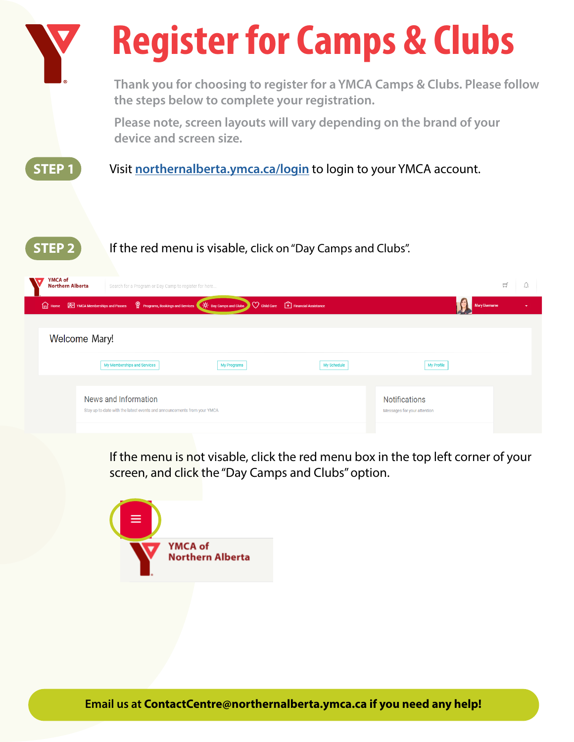# Register for Camps & Clubs

Thank you for choosing to register for a YMCA Camps & Clubs. Please follow the steps below to complete your registration.

Please note, screen layouts will vary depending on the brand of your device and screen size.

**STEP 1**

Visit [northernalberta.ymca.ca/login](northernalberta.ymca.ca/login) to login to your YMCA account.

**STEP 2**

If the red menu is visable, click on "Day Camps and Clubs".

If the menu is not visable, click the red menu box in the top left corner of your screen, and click the "Day Camps and Clubs" option.

**Email us at ContactCentre@northernalberta.ymca.ca if you need any help!**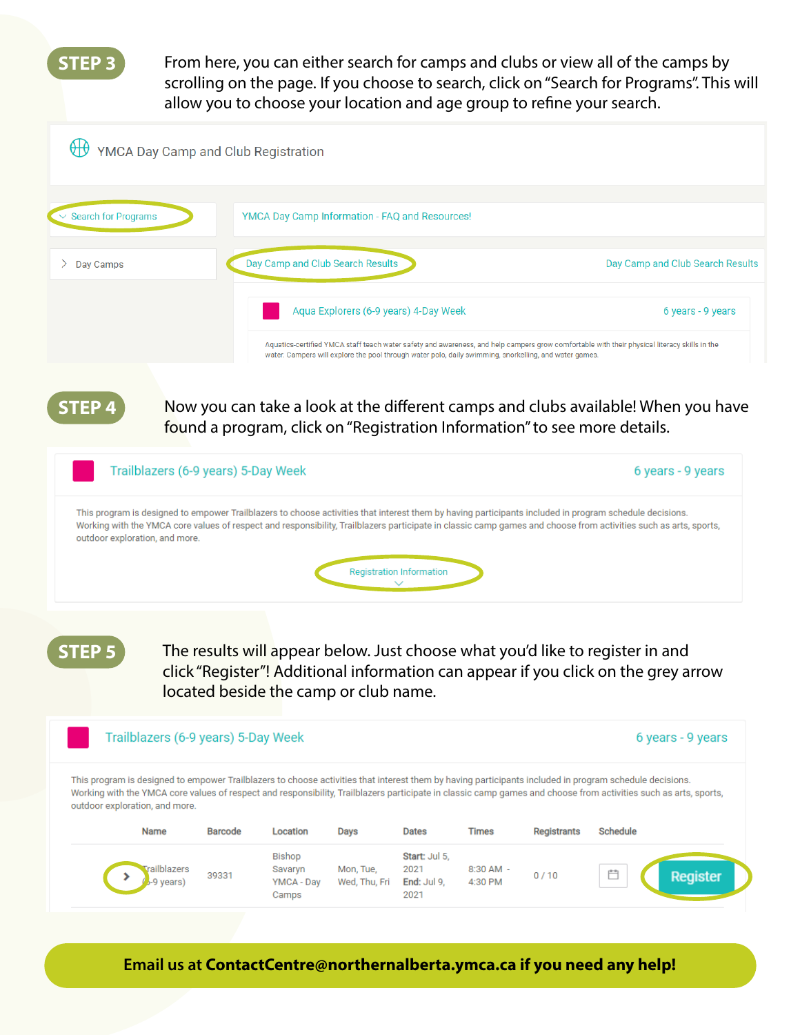## STEP 3

From here, you can either search for camps and clubs or view all of the camps by scrolling on the page. If you choose to search, click on "Search for Programs". This will allow you to choose your location and age group to refine your search.

YMCA Day Camp and Club Registration

Search for Programs

YMCA Day Camp Information - FAQ and Resources!

Day Camps

Day Camp and Club Search Results

Day Camp and Club Search Results

Aqua Explorers (6-9 years) 4-Day Week — 6 years - 9 years

Aquatics-certified YMCA staff teach water safety and awareness, and help campers grow comfortable with their physical literacy skills in the water. Campers will explore the pool through water polo, daily swimming, snorkelling, and water games.

## STEP 4

Now you can take a look at the different camps and clubs available! When you have found a program, click on "Registration Information" to see more details.

Trailblazers (6-9 years) 5-Day Week — 6 years - 9 years

This program is designed to empower Trailblazers to choose activities that interest them by having participants included in program schedule decisions. Working with the YMCA core values of respect and responsibility, Trailblazers participate in classic camp games and choose from activities such as arts, sports, outdoor exploration, and more.

Registration Information

## STEP 5

The results will appear below. Just choose what you'd like to register in and click "Register"! Additional information can appear if you click on the grey arrow located beside the camp or club name.

Trailblazers (6-9 years) 5-Day Week — 6 years - 9 years

This program is designed to empower Trailblazers to choose activities that interest them by having participants included in program schedule decisions. Working with the YMCA core values of respect and responsibility, Trailblazers participate in classic camp games and choose from activities such as arts, sports, outdoor exploration, and more.

| | Name | Barcode | Location | Days | Dates | Times | Registrants | Schedule | |
|---|---|---|---|---|---|---|---|---|---|
| > | Trailblazers (6-9 years) | 39331 | Bishop Savaryn YMCA - Day Camps | Mon, Tue, Wed, Thu, Fri | Start: Jul 5, 2021 End: Jul 9, 2021 | 8:30 AM - 4:30 PM | 0 / 10 | | Register |

**Email us at ContactCentre@northernalberta.ymca.ca if you need any help!**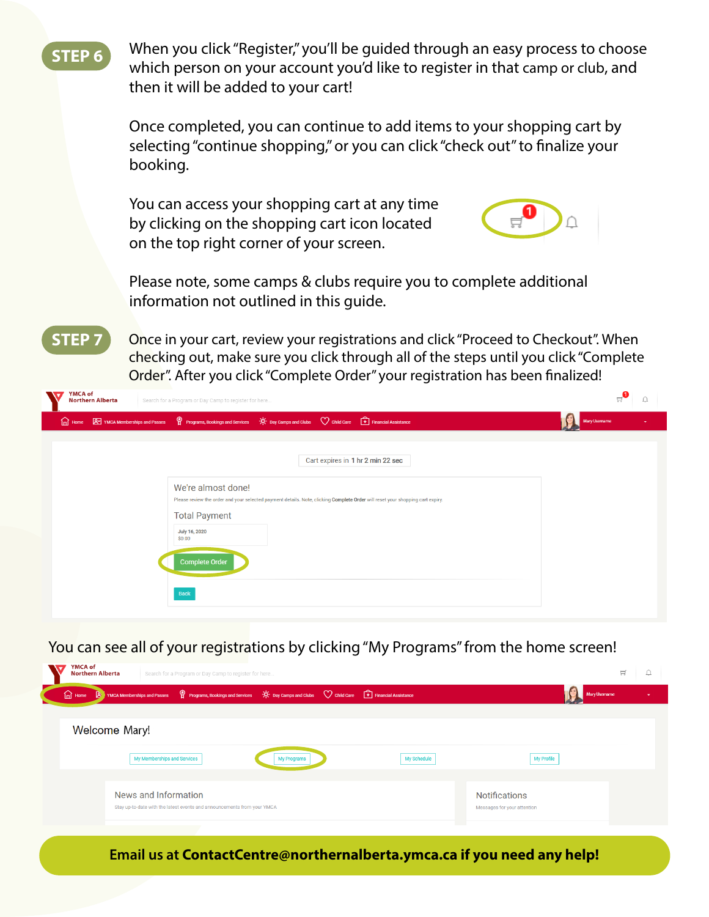**STEP 6**

When you click "Register," you'll be guided through an easy process to choose which person on your account you'd like to register in that camp or club, and then it will be added to your cart!

Once completed, you can continue to add items to your shopping cart by selecting "continue shopping," or you can click "check out" to finalize your booking.

You can access your shopping cart at any time by clicking on the shopping cart icon located on the top right corner of your screen.

Please note, some camps & clubs require you to complete additional information not outlined in this guide.

**STEP 7**

Once in your cart, review your registrations and click "Proceed to Checkout". When checking out, make sure you click through all of the steps until you click "Complete Order". After you click "Complete Order" your registration has been finalized!

You can see all of your registrations by clicking "My Programs" from the home screen!

**Email us at ContactCentre@northernalberta.ymca.ca if you need any help!**